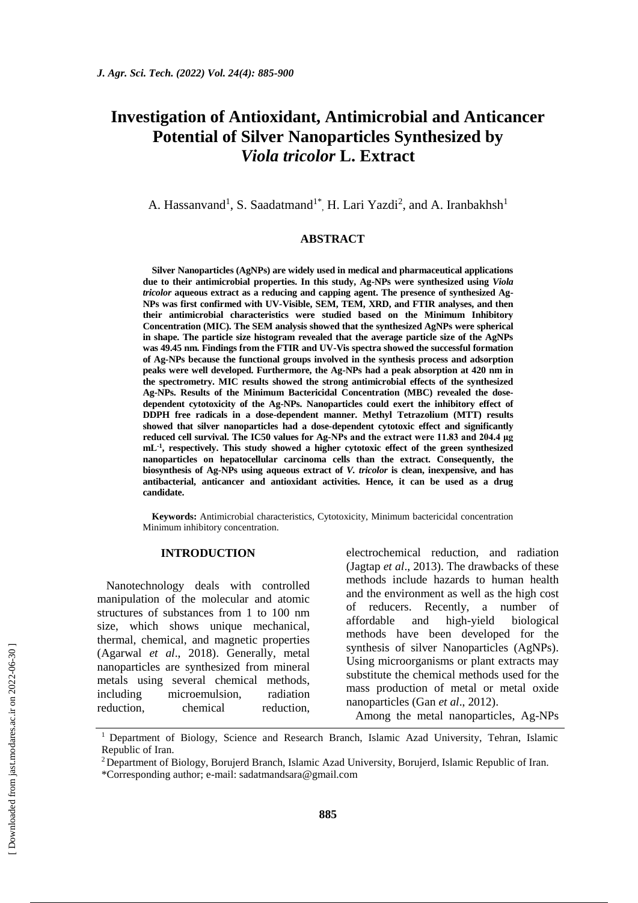# Investigation of Antioxidant, Antimicrobial and Anticancer Potential of Silver Nanoparticles Synthesized by *Viola tricolor* L. Extract

A. Hassanvand[1], S. Saadatmand[1*], H. Lari Yazdi[2], and A. Iranbakhsh[1]

## ABSTRACT

**Silver Nanoparticles (AgNPs) are widely used in medical and pharmaceutical applications due to their antimicrobial properties. In this study, Ag-NPs were synthesized using *Viola tricolor* aqueous extract as a reducing and capping agent. The presence of synthesized Ag-NPs was first confirmed with UV-Visible, SEM, TEM, XRD, and FTIR analyses, and then their antimicrobial characteristics were studied based on the Minimum Inhibitory Concentration (MIC). The SEM analysis showed that the synthesized AgNPs were spherical in shape. The particle size histogram revealed that the average particle size of the AgNPs was 49.45 nm. Findings from the FTIR and UV-Vis spectra showed the successful formation of Ag-NPs because the functional groups involved in the synthesis process and adsorption peaks were well developed. Furthermore, the Ag-NPs had a peak absorption at 420 nm in the spectrometry. MIC results showed the strong antimicrobial effects of the synthesized Ag-NPs. Results of the Minimum Bactericidal Concentration (MBC) revealed the dose-dependent cytotoxicity of the Ag-NPs. Nanoparticles could exert the inhibitory effect of DDPH free radicals in a dose-dependent manner. Methyl Tetrazolium (MTT) results showed that silver nanoparticles had a dose-dependent cytotoxic effect and significantly reduced cell survival. The IC50 values for Ag-NPs and the extract were 11.83 and 204.4 μg $mL^{-1}$, respectively. This study showed a higher cytotoxic effect of the green synthesized nanoparticles on hepatocellular carcinoma cells than the extract. Consequently, the biosynthesis of Ag-NPs using aqueous extract of *V. tricolor* is clean, inexpensive, and has antibacterial, anticancer and antioxidant activities. Hence, it can be used as a drug candidate.**

**Keywords:** Antimicrobial characteristics, Cytotoxicity, Minimum bactericidal concentration Minimum inhibitory concentration.

## INTRODUCTION

Nanotechnology deals with controlled manipulation of the molecular and atomic structures of substances from 1 to 100 nm size, which shows unique mechanical, thermal, chemical, and magnetic properties (Agarwal *et al*., 2018). Generally, metal nanoparticles are synthesized from mineral metals using several chemical methods, including microemulsion, radiation reduction, chemical reduction, electrochemical reduction, and radiation (Jagtap *et al*., 2013). The drawbacks of these methods include hazards to human health and the environment as well as the high cost of reducers. Recently, a number of affordable and high-yield biological methods have been developed for the synthesis of silver Nanoparticles (AgNPs). Using microorganisms or plant extracts may substitute the chemical methods used for the mass production of metal or metal oxide nanoparticles (Gan *et al*., 2012).

Among the metal nanoparticles, Ag-NPs

---

[1] Department of Biology, Science and Research Branch, Islamic Azad University, Tehran, Islamic Republic of Iran.

[2] Department of Biology, Borujerd Branch, Islamic Azad University, Borujerd, Islamic Republic of Iran.

*Corresponding author; e-mail: sadatmandsara@gmail.com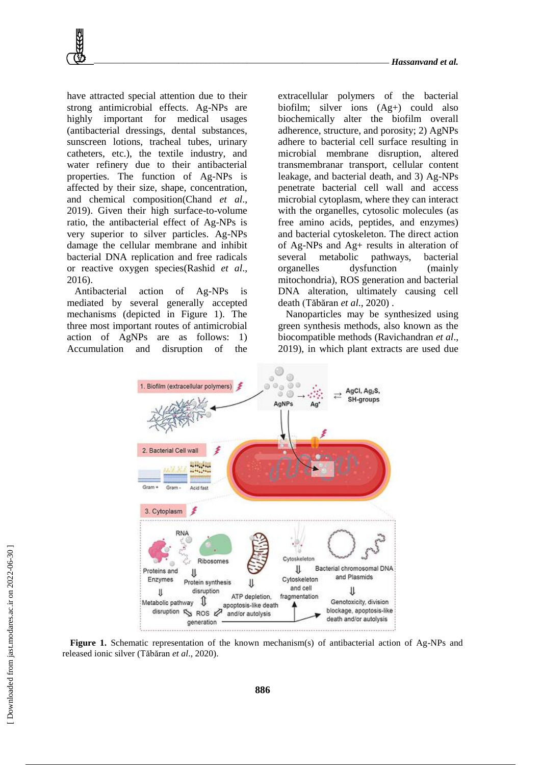have attracted special attention due to their strong antimicrobial effects. Ag-NPs are highly important for medical usages (antibacterial dressings, dental substances, sunscreen lotions, tracheal tubes, urinary catheters, etc.), the textile industry, and water refinery due to their antibacterial properties. The function of Ag-NPs is affected by their size, shape, concentration, and chemical composition(Chand *et al*., 2019). Given their high surface-to-volume ratio, the antibacterial effect of Ag-NPs is very superior to silver particles. Ag-NPs damage the cellular membrane and inhibit bacterial DNA replication and free radicals or reactive oxygen species(Rashid *et al*., 2016).

Antibacterial action of Ag-NPs is mediated by several generally accepted mechanisms (depicted in Figure 1). The three most important routes of antimicrobial action of AgNPs are as follows: 1) Accumulation and disruption of the extracellular polymers of the bacterial biofilm; silver ions ($Ag^+$) could also biochemically alter the biofilm overall adherence, structure, and porosity; 2) AgNPs adhere to bacterial cell surface resulting in microbial membrane disruption, altered transmembranar transport, cellular content leakage, and bacterial death, and 3) Ag-NPs penetrate bacterial cell wall and access microbial cytoplasm, where they can interact with the organelles, cytosolic molecules (as free amino acids, peptides, and enzymes) and bacterial cytoskeleton. The direct action of Ag-NPs and $Ag^+$ results in alteration of several metabolic pathways, bacterial organelles dysfunction (mainly mitochondria), ROS generation and bacterial DNA alteration, ultimately causing cell death (Tăbăran *et al*., 2020) .

Nanoparticles may be synthesized using green synthesis methods, also known as the biocompatible methods (Ravichandran *et al*., 2019), in which plant extracts are used due

**Figure 1.** Schematic representation of the known mechanism(s) of antibacterial action of Ag-NPs and released ionic silver (Tăbăran *et al*., 2020).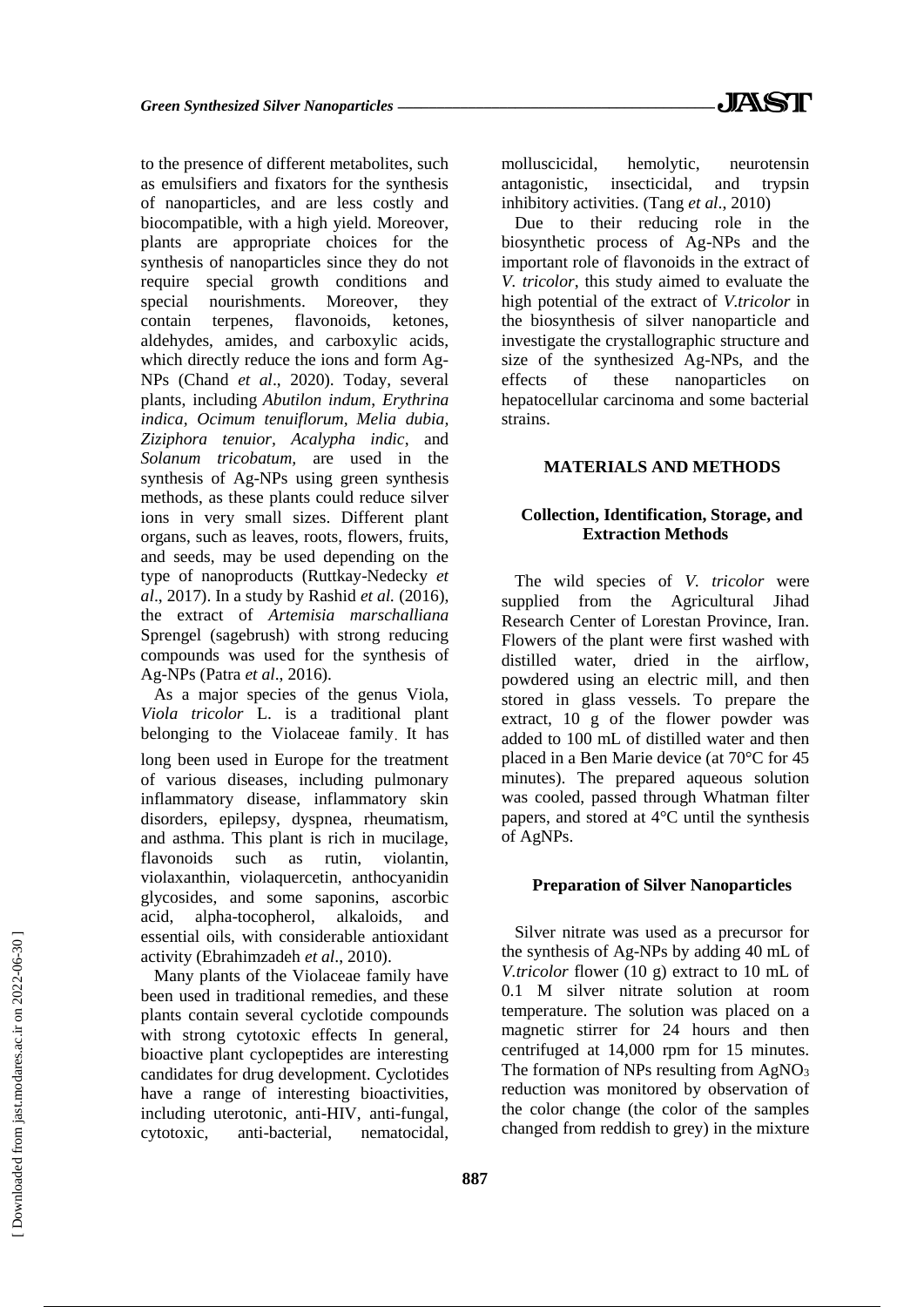to the presence of different metabolites, such as emulsifiers and fixators for the synthesis of nanoparticles, and are less costly and biocompatible, with a high yield. Moreover, plants are appropriate choices for the synthesis of nanoparticles since they do not require special growth conditions and special nourishments. Moreover, they contain terpenes, flavonoids, ketones, aldehydes, amides, and carboxylic acids, which directly reduce the ions and form Ag-NPs (Chand *et al*., 2020). Today, several plants, including *Abutilon indum*, *Erythrina indica*, *Ocimum tenuiflorum*, *Melia dubia*, *Ziziphora tenuior*, *Acalypha indic*, and *Solanum tricobatum*, are used in the synthesis of Ag-NPs using green synthesis methods, as these plants could reduce silver ions in very small sizes. Different plant organs, such as leaves, roots, flowers, fruits, and seeds, may be used depending on the type of nanoproducts (Ruttkay-Nedecky *et al*., 2017). In a study by Rashid *et al.* (2016), the extract of *Artemisia marschalliana* Sprengel (sagebrush) with strong reducing compounds was used for the synthesis of Ag-NPs (Patra *et al*., 2016).

As a major species of the genus Viola, *Viola tricolor* L. is a traditional plant belonging to the Violaceae family. It has long been used in Europe for the treatment of various diseases, including pulmonary inflammatory disease, inflammatory skin disorders, epilepsy, dyspnea, rheumatism, and asthma. This plant is rich in mucilage, flavonoids such as rutin, violantin, violaxanthin, violaquercetin, anthocyanidin glycosides, and some saponins, ascorbic acid, alpha-tocopherol, alkaloids, and essential oils, with considerable antioxidant activity (Ebrahimzadeh *et al*., 2010).

Many plants of the Violaceae family have been used in traditional remedies, and these plants contain several cyclotide compounds with strong cytotoxic effects In general, bioactive plant cyclopeptides are interesting candidates for drug development. Cyclotides have a range of interesting bioactivities, including uterotonic, anti-HIV, anti-fungal, cytotoxic, anti-bacterial, nematocidal, molluscicidal, hemolytic, neurotensin antagonistic, insecticidal, and trypsin inhibitory activities. (Tang *et al*., 2010)

Due to their reducing role in the biosynthetic process of Ag-NPs and the important role of flavonoids in the extract of *V. tricolor*, this study aimed to evaluate the high potential of the extract of *V.tricolor* in the biosynthesis of silver nanoparticle and investigate the crystallographic structure and size of the synthesized Ag-NPs, and the effects of these nanoparticles on hepatocellular carcinoma and some bacterial strains.

## MATERIALS AND METHODS

### Collection, Identification, Storage, and Extraction Methods

The wild species of *V. tricolor* were supplied from the Agricultural Jihad Research Center of Lorestan Province, Iran. Flowers of the plant were first washed with distilled water, dried in the airflow, powdered using an electric mill, and then stored in glass vessels. To prepare the extract, 10 g of the flower powder was added to 100 mL of distilled water and then placed in a Ben Marie device (at 70°C for 45 minutes). The prepared aqueous solution was cooled, passed through Whatman filter papers, and stored at 4°C until the synthesis of AgNPs.

### Preparation of Silver Nanoparticles

Silver nitrate was used as a precursor for the synthesis of Ag-NPs by adding 40 mL of *V.tricolor* flower (10 g) extract to 10 mL of 0.1 M silver nitrate solution at room temperature. The solution was placed on a magnetic stirrer for 24 hours and then centrifuged at 14,000 rpm for 15 minutes. The formation of NPs resulting from $AgNO_3$ reduction was monitored by observation of the color change (the color of the samples changed from reddish to grey) in the mixture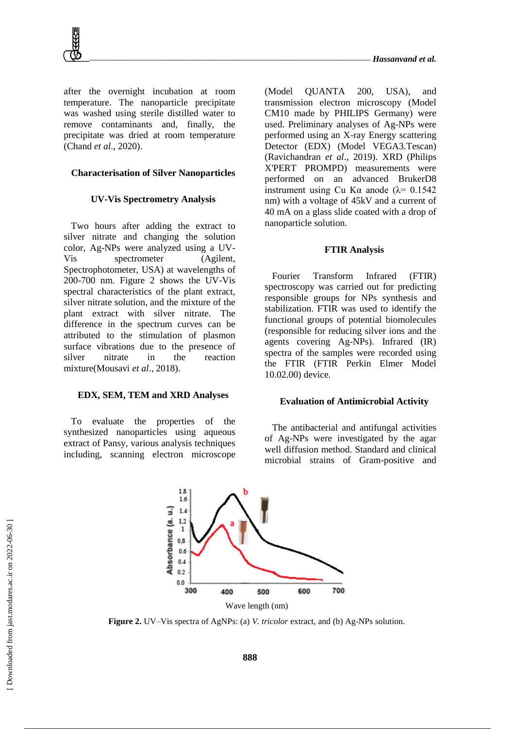after the overnight incubation at room temperature. The nanoparticle precipitate was washed using sterile distilled water to remove contaminants and, finally, the precipitate was dried at room temperature (Chand *et al*., 2020).

### Characterisation of Silver Nanoparticles

#### UV-Vis Spectrometry Analysis

Two hours after adding the extract to silver nitrate and changing the solution color, Ag-NPs were analyzed using a UV-Vis spectrometer (Agilent, Spectrophotometer, USA) at wavelengths of 200-700 nm. Figure 2 shows the UV-Vis spectral characteristics of the plant extract, silver nitrate solution, and the mixture of the plant extract with silver nitrate. The difference in the spectrum curves can be attributed to the stimulation of plasmon surface vibrations due to the presence of silver nitrate in the reaction mixture(Mousavi *et al*., 2018).

#### EDX, SEM, TEM and XRD Analyses

To evaluate the properties of the synthesized nanoparticles using aqueous extract of Pansy, various analysis techniques including, scanning electron microscope (Model QUANTA 200, USA), and transmission electron microscopy (Model CM10 made by PHILIPS Germany) were used. Preliminary analyses of Ag-NPs were performed using an X-ray Energy scattering Detector (EDX) (Model VEGA3.Tescan) (Ravichandran *et al*., 2019). XRD (Philips X'PERT PROMPD) measurements were performed on an advanced BrukerD8 instrument using Cu Kα anode ($\lambda$= 0.1542 nm) with a voltage of 45kV and a current of 40 mA on a glass slide coated with a drop of nanoparticle solution.

#### FTIR Analysis

Fourier Transform Infrared (FTIR) spectroscopy was carried out for predicting responsible groups for NPs synthesis and stabilization. FTIR was used to identify the functional groups of potential biomolecules (responsible for reducing silver ions and the agents covering Ag-NPs). Infrared (IR) spectra of the samples were recorded using the FTIR (FTIR Perkin Elmer Model 10.02.00) device.

#### Evaluation of Antimicrobial Activity

The antibacterial and antifungal activities of Ag-NPs were investigated by the agar well diffusion method. Standard and clinical microbial strains of Gram-positive and

**Figure 2.** UV–Vis spectra of AgNPs: (a) *V. tricolor* extract, and (b) Ag-NPs solution.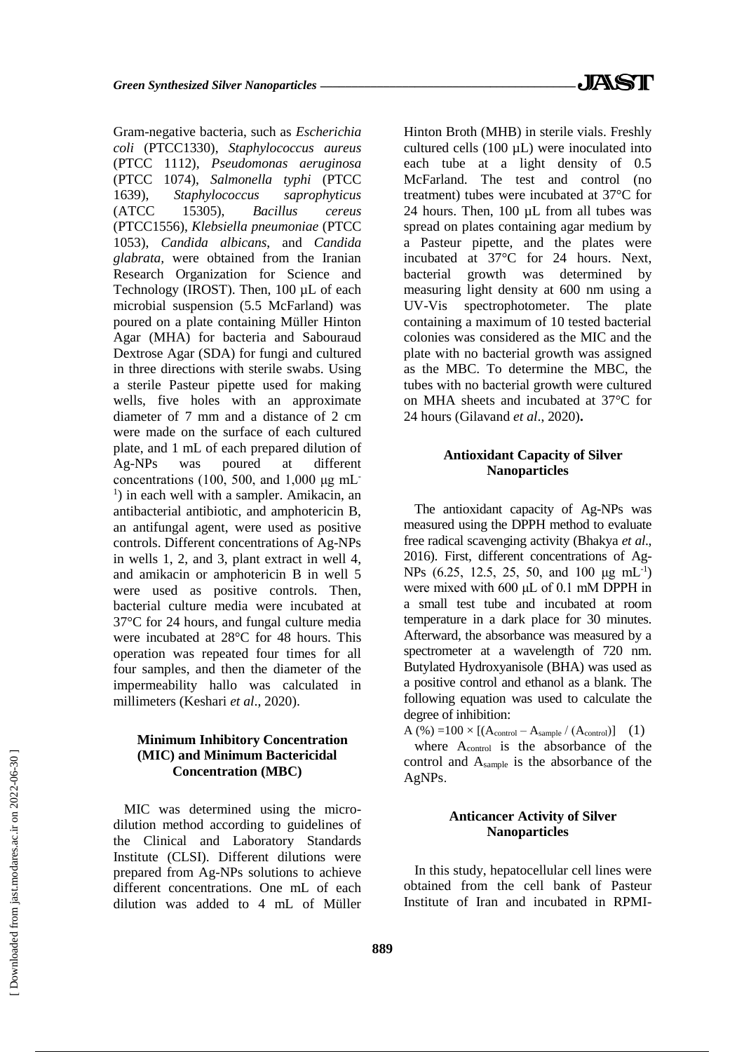Gram-negative bacteria, such as *Escherichia coli* (PTCC1330), *Staphylococcus aureus* (PTCC 1112), *Pseudomonas aeruginosa* (PTCC 1074), *Salmonella typhi* (PTCC 1639), *Staphylococcus saprophyticus* (ATCC 15305), *Bacillus cereus* (PTCC1556), *Klebsiella pneumoniae* (PTCC 1053), *Candida albicans*, and *Candida glabrata*, were obtained from the Iranian Research Organization for Science and Technology (IROST). Then, 100 µL of each microbial suspension (5.5 McFarland) was poured on a plate containing Müller Hinton Agar (MHA) for bacteria and Sabouraud Dextrose Agar (SDA) for fungi and cultured in three directions with sterile swabs. Using a sterile Pasteur pipette used for making wells, five holes with an approximate diameter of 7 mm and a distance of 2 cm were made on the surface of each cultured plate, and 1 mL of each prepared dilution of Ag-NPs was poured at different concentrations (100, 500, and 1,000 μg $mL^{-1}$) in each well with a sampler. Amikacin, an antibacterial antibiotic, and amphotericin B, an antifungal agent, were used as positive controls. Different concentrations of Ag-NPs in wells 1, 2, and 3, plant extract in well 4, and amikacin or amphotericin B in well 5 were used as positive controls. Then, bacterial culture media were incubated at 37°C for 24 hours, and fungal culture media were incubated at 28°C for 48 hours. This operation was repeated four times for all four samples, and then the diameter of the impermeability hallo was calculated in millimeters (Keshari *et al*., 2020).

### Minimum Inhibitory Concentration (MIC) and Minimum Bactericidal Concentration (MBC)

MIC was determined using the micro-dilution method according to guidelines of the Clinical and Laboratory Standards Institute (CLSI). Different dilutions were prepared from Ag-NPs solutions to achieve different concentrations. One mL of each dilution was added to 4 mL of Müller Hinton Broth (MHB) in sterile vials. Freshly cultured cells (100 µL) were inoculated into each tube at a light density of 0.5 McFarland. The test and control (no treatment) tubes were incubated at 37°C for 24 hours. Then, 100 µL from all tubes was spread on plates containing agar medium by a Pasteur pipette, and the plates were incubated at 37°C for 24 hours. Next, bacterial growth was determined by measuring light density at 600 nm using a UV-Vis spectrophotometer. The plate containing a maximum of 10 tested bacterial colonies was considered as the MIC and the plate with no bacterial growth was assigned as the MBC. To determine the MBC, the tubes with no bacterial growth were cultured on MHA sheets and incubated at 37°C for 24 hours (Gilavand *et al*., 2020).

### Antioxidant Capacity of Silver Nanoparticles

The antioxidant capacity of Ag-NPs was measured using the DPPH method to evaluate free radical scavenging activity (Bhakya *et al*., 2016). First, different concentrations of Ag-NPs (6.25, 12.5, 25, 50, and 100 μg $mL^{-1}$) were mixed with 600 μL of 0.1 mM DPPH in a small test tube and incubated at room temperature in a dark place for 30 minutes. Afterward, the absorbance was measured by a spectrometer at a wavelength of 720 nm. Butylated Hydroxyanisole (BHA) was used as a positive control and ethanol as a blank. The following equation was used to calculate the degree of inhibition:

$$A\ (\%) = 100 \times [(A_{control} - A_{sample} / (A_{control})] \quad (1)$$

where $A_{control}$ is the absorbance of the control and $A_{sample}$ is the absorbance of the AgNPs.

### Anticancer Activity of Silver Nanoparticles

In this study, hepatocellular cell lines were obtained from the cell bank of Pasteur Institute of Iran and incubated in RPMI-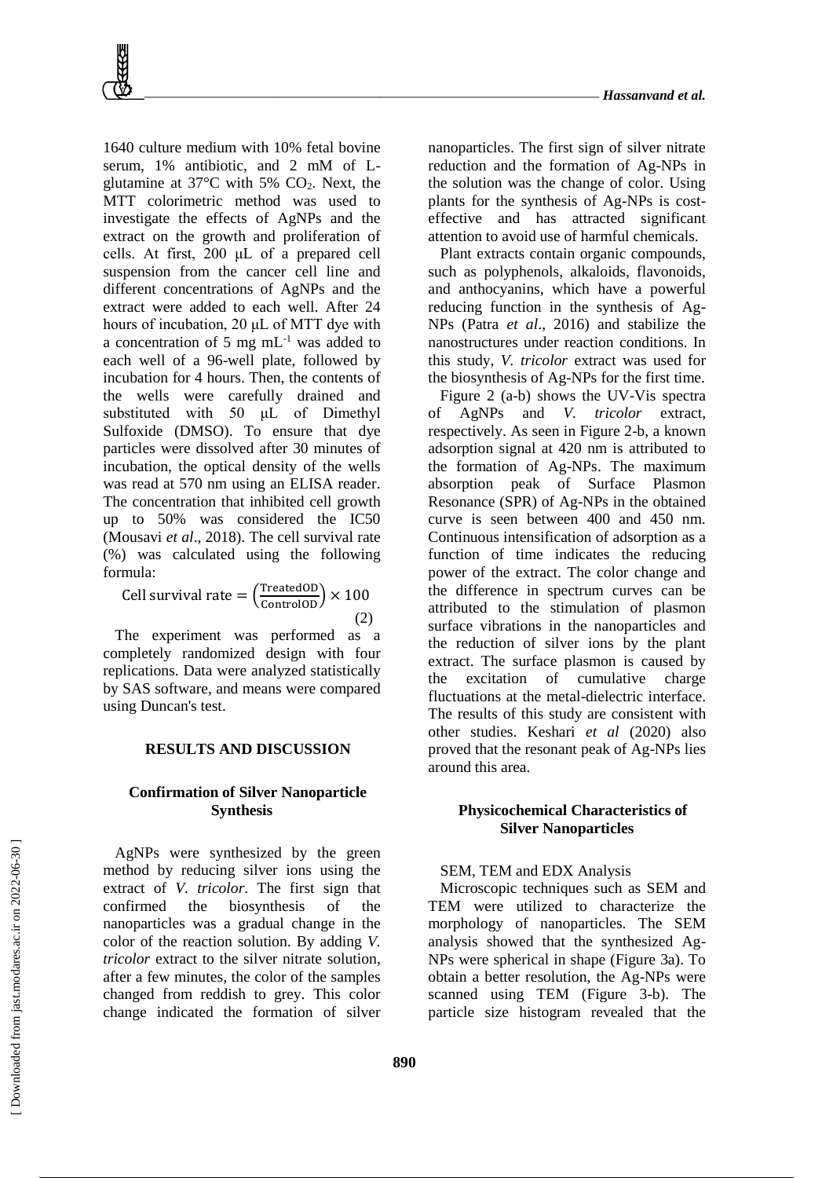1640 culture medium with 10% fetal bovine serum, 1% antibiotic, and 2 mM of L-glutamine at 37°C with 5% $CO_2$. Next, the MTT colorimetric method was used to investigate the effects of AgNPs and the extract on the growth and proliferation of cells. At first, 200 μL of a prepared cell suspension from the cancer cell line and different concentrations of AgNPs and the extract were added to each well. After 24 hours of incubation, 20 μL of MTT dye with a concentration of 5 mg $mL^{-1}$ was added to each well of a 96-well plate, followed by incubation for 4 hours. Then, the contents of the wells were carefully drained and substituted with 50 μL of Dimethyl Sulfoxide (DMSO). To ensure that dye particles were dissolved after 30 minutes of incubation, the optical density of the wells was read at 570 nm using an ELISA reader. The concentration that inhibited cell growth up to 50% was considered the IC50 (Mousavi *et al*., 2018). The cell survival rate (%) was calculated using the following formula:

$$\text{Cell survival rate} = \left(\frac{\text{TreatedOD}}{\text{ControlOD}}\right) \times 100 \quad (2)$$

The experiment was performed as a completely randomized design with four replications. Data were analyzed statistically by SAS software, and means were compared using Duncan's test.

## RESULTS AND DISCUSSION

### Confirmation of Silver Nanoparticle Synthesis

AgNPs were synthesized by the green method by reducing silver ions using the extract of *V. tricolor*. The first sign that confirmed the biosynthesis of the nanoparticles was a gradual change in the color of the reaction solution. By adding *V. tricolor* extract to the silver nitrate solution, after a few minutes, the color of the samples changed from reddish to grey. This color change indicated the formation of silver nanoparticles. The first sign of silver nitrate reduction and the formation of Ag-NPs in the solution was the change of color. Using plants for the synthesis of Ag-NPs is cost-effective and has attracted significant attention to avoid use of harmful chemicals.

Plant extracts contain organic compounds, such as polyphenols, alkaloids, flavonoids, and anthocyanins, which have a powerful reducing function in the synthesis of Ag-NPs (Patra *et al*., 2016) and stabilize the nanostructures under reaction conditions. In this study, *V. tricolor* extract was used for the biosynthesis of Ag-NPs for the first time.

Figure 2 (a-b) shows the UV-Vis spectra of AgNPs and *V. tricolor* extract, respectively. As seen in Figure 2-b, a known adsorption signal at 420 nm is attributed to the formation of Ag-NPs. The maximum absorption peak of Surface Plasmon Resonance (SPR) of Ag-NPs in the obtained curve is seen between 400 and 450 nm. Continuous intensification of adsorption as a function of time indicates the reducing power of the extract. The color change and the difference in spectrum curves can be attributed to the stimulation of plasmon surface vibrations in the nanoparticles and the reduction of silver ions by the plant extract. The surface plasmon is caused by the excitation of cumulative charge fluctuations at the metal-dielectric interface. The results of this study are consistent with other studies. Keshari *et al* (2020) also proved that the resonant peak of Ag-NPs lies around this area.

### Physicochemical Characteristics of Silver Nanoparticles

SEM, TEM and EDX Analysis

Microscopic techniques such as SEM and TEM were utilized to characterize the morphology of nanoparticles. The SEM analysis showed that the synthesized Ag-NPs were spherical in shape (Figure 3a). To obtain a better resolution, the Ag-NPs were scanned using TEM (Figure 3-b). The particle size histogram revealed that the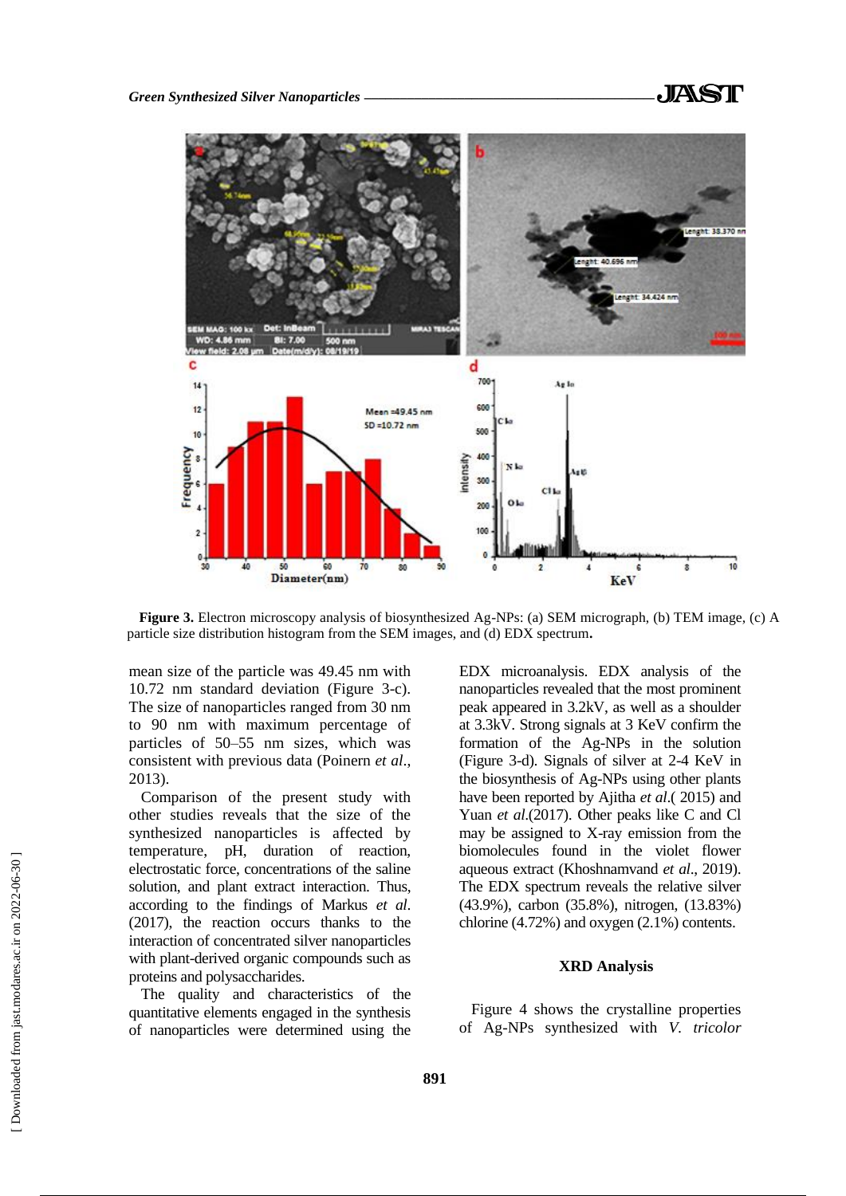**Figure 3.** Electron microscopy analysis of biosynthesized Ag-NPs: (a) SEM micrograph, (b) TEM image, (c) A particle size distribution histogram from the SEM images, and (d) EDX spectrum**.**

mean size of the particle was 49.45 nm with 10.72 nm standard deviation (Figure 3-c). The size of nanoparticles ranged from 30 nm to 90 nm with maximum percentage of particles of 50–55 nm sizes, which was consistent with previous data (Poinern *et al*., 2013).

Comparison of the present study with other studies reveals that the size of the synthesized nanoparticles is affected by temperature, pH, duration of reaction, electrostatic force, concentrations of the saline solution, and plant extract interaction. Thus, according to the findings of Markus *et al*. (2017), the reaction occurs thanks to the interaction of concentrated silver nanoparticles with plant-derived organic compounds such as proteins and polysaccharides.

The quality and characteristics of the quantitative elements engaged in the synthesis of nanoparticles were determined using the EDX microanalysis. EDX analysis of the nanoparticles revealed that the most prominent peak appeared in 3.2kV, as well as a shoulder at 3.3kV. Strong signals at 3 KeV confirm the formation of the Ag-NPs in the solution (Figure 3-d). Signals of silver at 2-4 KeV in the biosynthesis of Ag-NPs using other plants have been reported by Ajitha *et al*.( 2015) and Yuan *et al*.(2017). Other peaks like C and Cl may be assigned to X-ray emission from the biomolecules found in the violet flower aqueous extract (Khoshnamvand *et al*., 2019). The EDX spectrum reveals the relative silver (43.9%), carbon (35.8%), nitrogen, (13.83%) chlorine (4.72%) and oxygen (2.1%) contents.

## XRD Analysis

Figure 4 shows the crystalline properties of Ag-NPs synthesized with *V. tricolor*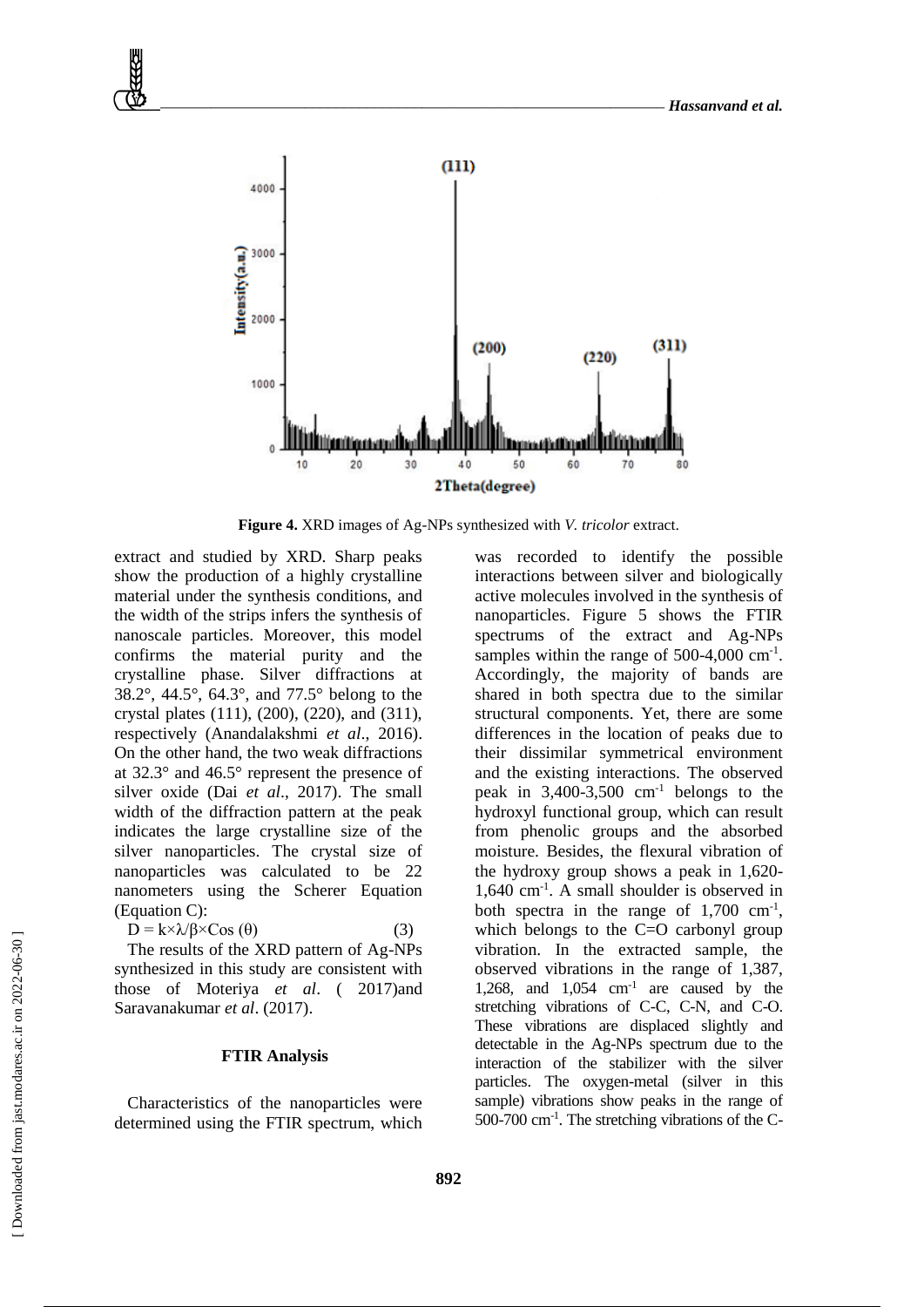**Figure 4.** XRD images of Ag-NPs synthesized with *V. tricolor* extract.

extract and studied by XRD. Sharp peaks show the production of a highly crystalline material under the synthesis conditions, and the width of the strips infers the synthesis of nanoscale particles. Moreover, this model confirms the material purity and the crystalline phase. Silver diffractions at 38.2°, 44.5°, 64.3°, and 77.5° belong to the crystal plates (111), (200), (220), and (311), respectively (Anandalakshmi *et al*., 2016). On the other hand, the two weak diffractions at 32.3° and 46.5° represent the presence of silver oxide (Dai *et al*., 2017). The small width of the diffraction pattern at the peak indicates the large crystalline size of the silver nanoparticles. The crystal size of nanoparticles was calculated to be 22 nanometers using the Scherer Equation (Equation C):

$$D = k\times\lambda/\beta\times\cos(\theta) \quad (3)$$

The results of the XRD pattern of Ag-NPs synthesized in this study are consistent with those of Moteriya *et al*. ( 2017)and Saravanakumar *et al*. (2017).

### FTIR Analysis

Characteristics of the nanoparticles were determined using the FTIR spectrum, which was recorded to identify the possible interactions between silver and biologically active molecules involved in the synthesis of nanoparticles. Figure 5 shows the FTIR spectrums of the extract and Ag-NPs samples within the range of 500-4,000 $cm^{-1}$. Accordingly, the majority of bands are shared in both spectra due to the similar structural components. Yet, there are some differences in the location of peaks due to their dissimilar symmetrical environment and the existing interactions. The observed peak in 3,400-3,500 $cm^{-1}$ belongs to the hydroxyl functional group, which can result from phenolic groups and the absorbed moisture. Besides, the flexural vibration of the hydroxy group shows a peak in 1,620-1,640 $cm^{-1}$. A small shoulder is observed in both spectra in the range of 1,700 $cm^{-1}$, which belongs to the C=O carbonyl group vibration. In the extracted sample, the observed vibrations in the range of 1,387, 1,268, and 1,054 $cm^{-1}$ are caused by the stretching vibrations of C-C, C-N, and C-O. These vibrations are displaced slightly and detectable in the Ag-NPs spectrum due to the interaction of the stabilizer with the silver particles. The oxygen-metal (silver in this sample) vibrations show peaks in the range of 500-700 $cm^{-1}$. The stretching vibrations of the C-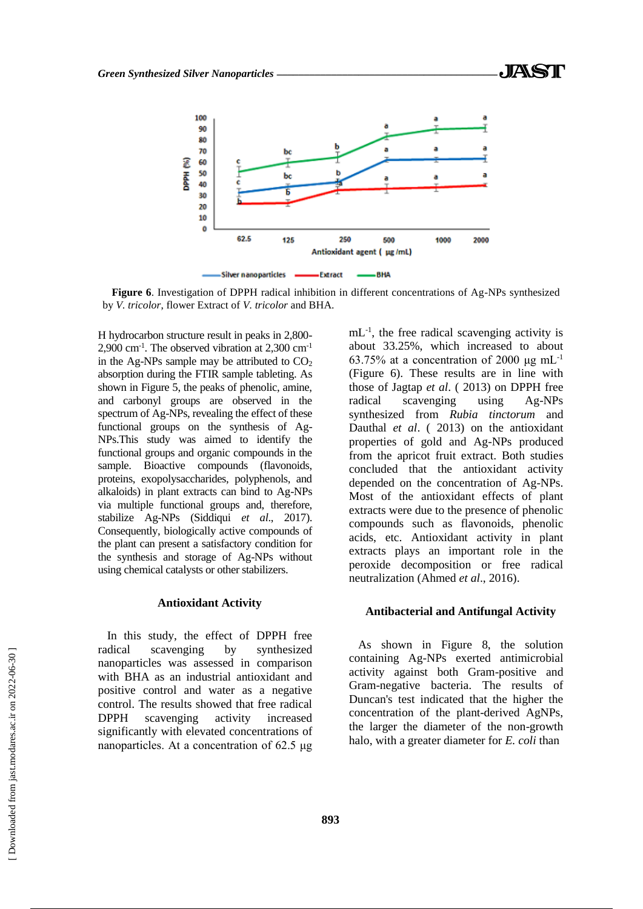**Figure 6**. Investigation of DPPH radical inhibition in different concentrations of Ag-NPs synthesized by *V. tricolor*, flower Extract of *V. tricolor* and BHA.

H hydrocarbon structure result in peaks in 2,800-2,900 $cm^{-1}$. The observed vibration at 2,300 $cm^{-1}$ in the Ag-NPs sample may be attributed to $CO_2$ absorption during the FTIR sample tableting. As shown in Figure 5, the peaks of phenolic, amine, and carbonyl groups are observed in the spectrum of Ag-NPs, revealing the effect of these functional groups on the synthesis of Ag-NPs.This study was aimed to identify the functional groups and organic compounds in the sample. Bioactive compounds (flavonoids, proteins, exopolysaccharides, polyphenols, and alkaloids) in plant extracts can bind to Ag-NPs via multiple functional groups and, therefore, stabilize Ag-NPs (Siddiqui *et al*., 2017). Consequently, biologically active compounds of the plant can present a satisfactory condition for the synthesis and storage of Ag-NPs without using chemical catalysts or other stabilizers.

## Antioxidant Activity

In this study, the effect of DPPH free radical scavenging by synthesized nanoparticles was assessed in comparison with BHA as an industrial antioxidant and positive control and water as a negative control. The results showed that free radical DPPH scavenging activity increased significantly with elevated concentrations of nanoparticles. At a concentration of 62.5 µg $mL^{-1}$, the free radical scavenging activity is about 33.25%, which increased to about 63.75% at a concentration of 2000 µg $mL^{-1}$ (Figure 6). These results are in line with those of Jagtap *et al*. ( 2013) on DPPH free radical scavenging using Ag-NPs synthesized from *Rubia tinctorum* and Dauthal *et al*. ( 2013) on the antioxidant properties of gold and Ag-NPs produced from the apricot fruit extract. Both studies concluded that the antioxidant activity depended on the concentration of Ag-NPs. Most of the antioxidant effects of plant extracts were due to the presence of phenolic compounds such as flavonoids, phenolic acids, etc. Antioxidant activity in plant extracts plays an important role in the peroxide decomposition or free radical neutralization (Ahmed *et al*., 2016).

## Antibacterial and Antifungal Activity

As shown in Figure 8, the solution containing Ag-NPs exerted antimicrobial activity against both Gram-positive and Gram-negative bacteria. The results of Duncan's test indicated that the higher the concentration of the plant-derived AgNPs, the larger the diameter of the non-growth halo, with a greater diameter for *E. coli* than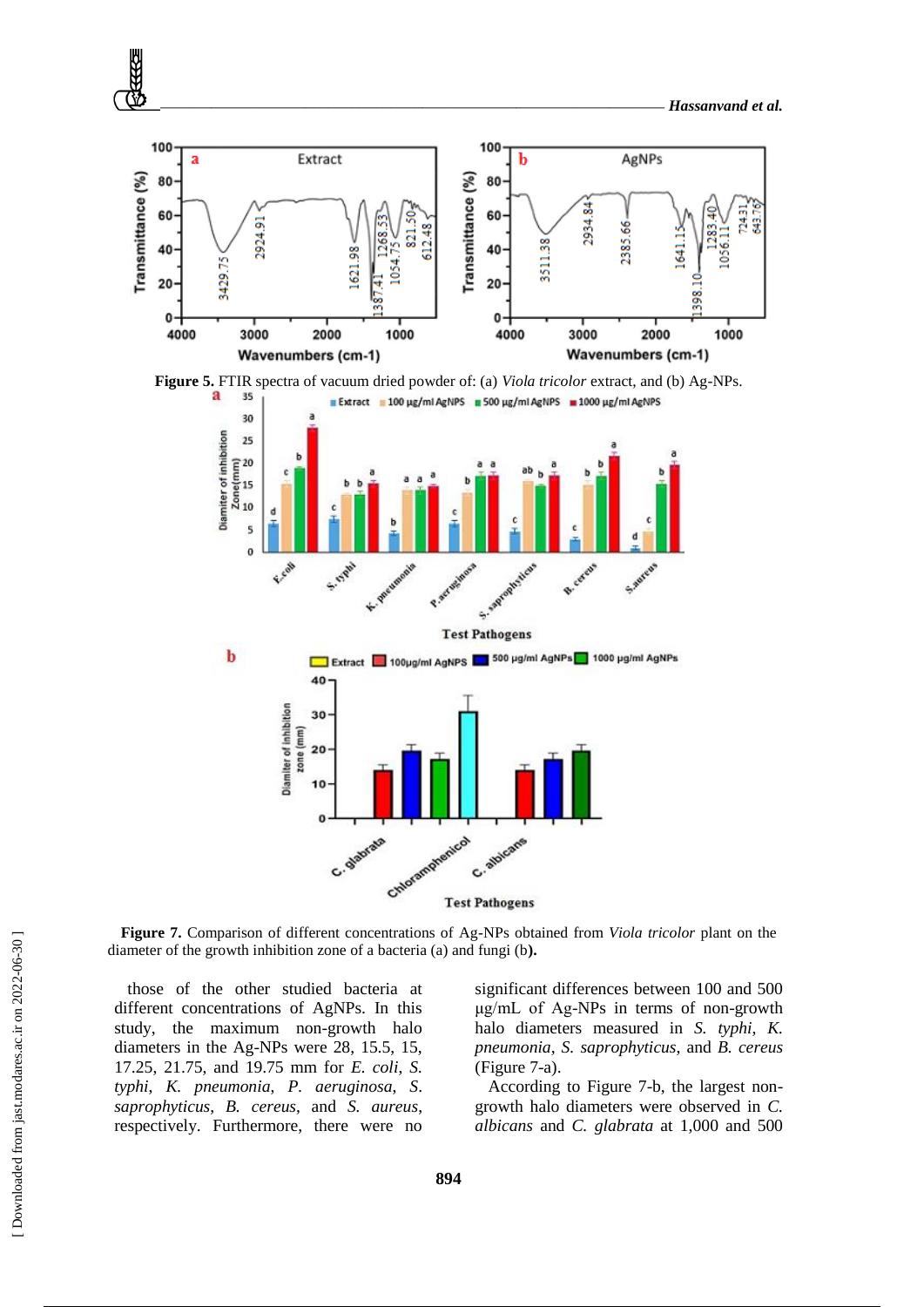**Figure 5.** FTIR spectra of vacuum dried powder of: (a) *Viola tricolor* extract, and (b) Ag-NPs.

**Figure 7.** Comparison of different concentrations of Ag-NPs obtained from *Viola tricolor* plant on the diameter of the growth inhibition zone of a bacteria (a) and fungi (b**).**

those of the other studied bacteria at different concentrations of AgNPs. In this study, the maximum non-growth halo diameters in the Ag-NPs were 28, 15.5, 15, 17.25, 21.75, and 19.75 mm for *E. coli*, *S. typhi*, *K. pneumonia*, *P. aeruginosa*, *S. saprophyticus*, *B. cereus*, and *S. aureus*, respectively. Furthermore, there were no significant differences between 100 and 500 µg/mL of Ag-NPs in terms of non-growth halo diameters measured in *S. typhi*, *K. pneumonia*, *S. saprophyticus*, and *B. cereus* (Figure 7-a).

According to Figure 7-b, the largest non-growth halo diameters were observed in *C. albicans* and *C. glabrata* at 1,000 and 500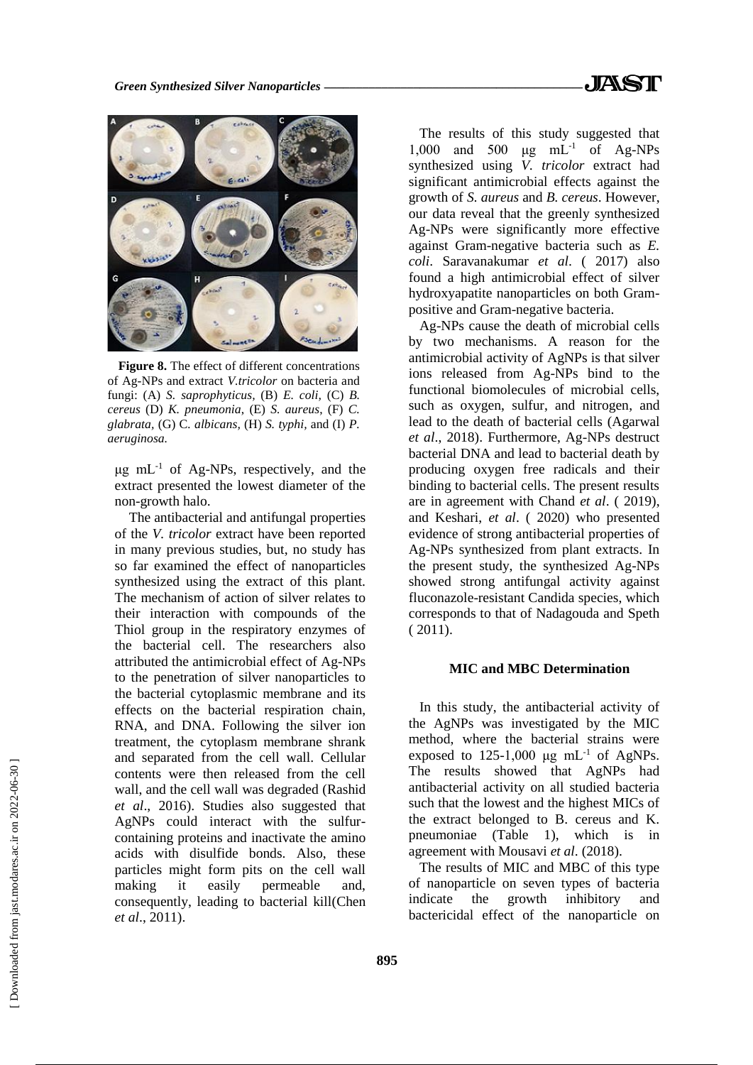**Figure 8.** The effect of different concentrations of Ag-NPs and extract *V.tricolor* on bacteria and fungi: (A) *S. saprophyticus*, (B) *E. coli*, (C) *B. cereus* (D) *K. pneumonia*, (E) *S. aureus*, (F) *C. glabrata*, (G) C*. albicans*, (H) *S. typhi*, and (I) *P. aeruginosa.*

μg $mL^{-1}$ of Ag-NPs, respectively, and the extract presented the lowest diameter of the non-growth halo.

The antibacterial and antifungal properties of the *V. tricolor* extract have been reported in many previous studies, but, no study has so far examined the effect of nanoparticles synthesized using the extract of this plant. The mechanism of action of silver relates to their interaction with compounds of the Thiol group in the respiratory enzymes of the bacterial cell. The researchers also attributed the antimicrobial effect of Ag-NPs to the penetration of silver nanoparticles to the bacterial cytoplasmic membrane and its effects on the bacterial respiration chain, RNA, and DNA. Following the silver ion treatment, the cytoplasm membrane shrank and separated from the cell wall. Cellular contents were then released from the cell wall, and the cell wall was degraded (Rashid *et al*., 2016). Studies also suggested that AgNPs could interact with the sulfur-containing proteins and inactivate the amino acids with disulfide bonds. Also, these particles might form pits on the cell wall making it easily permeable and, consequently, leading to bacterial kill(Chen *et al*., 2011).

The results of this study suggested that 1,000 and 500 μg $mL^{-1}$ of Ag-NPs synthesized using *V. tricolor* extract had significant antimicrobial effects against the growth of *S. aureus* and *B. cereus*. However, our data reveal that the greenly synthesized Ag-NPs were significantly more effective against Gram-negative bacteria such as *E. coli*. Saravanakumar *et al*. ( 2017) also found a high antimicrobial effect of silver hydroxyapatite nanoparticles on both Gram-positive and Gram-negative bacteria.

Ag-NPs cause the death of microbial cells by two mechanisms. A reason for the antimicrobial activity of AgNPs is that silver ions released from Ag-NPs bind to the functional biomolecules of microbial cells, such as oxygen, sulfur, and nitrogen, and lead to the death of bacterial cells (Agarwal *et al*., 2018). Furthermore, Ag-NPs destruct bacterial DNA and lead to bacterial death by producing oxygen free radicals and their binding to bacterial cells. The present results are in agreement with Chand *et al*. ( 2019), and Keshari, *et al*. ( 2020) who presented evidence of strong antibacterial properties of Ag-NPs synthesized from plant extracts. In the present study, the synthesized Ag-NPs showed strong antifungal activity against fluconazole-resistant Candida species, which corresponds to that of Nadagouda and Speth ( 2011).

## MIC and MBC Determination

In this study, the antibacterial activity of the AgNPs was investigated by the MIC method, where the bacterial strains were exposed to 125-1,000 μg $mL^{-1}$ of AgNPs. The results showed that AgNPs had antibacterial activity on all studied bacteria such that the lowest and the highest MICs of the extract belonged to B. cereus and K. pneumoniae (Table 1), which is in agreement with Mousavi *et al*. (2018).

The results of MIC and MBC of this type of nanoparticle on seven types of bacteria indicate the growth inhibitory and bactericidal effect of the nanoparticle on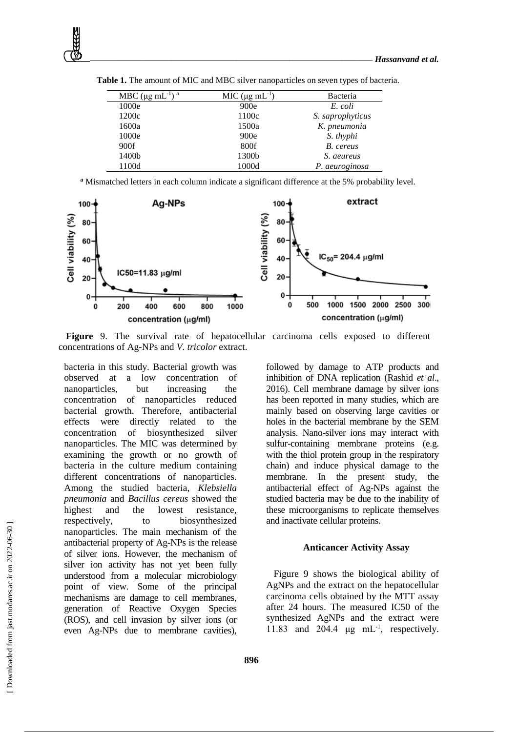**Table 1.** The amount of MIC and MBC silver nanoparticles on seven types of bacteria.

| MBC ($\mu$g mL$^{-1}$) [a] | MIC ($\mu$g mL$^{-1}$) | Bacteria |
|---|---|---|
| 1000e | 900e | *E. coli* |
| 1200c | 1100c | *S. saprophyticus* |
| 1600a | 1500a | *K. pneumonia* |
| 1000e | 900e | *S. thyphi* |
| 900f | 800f | *B. cereus* |
| 1400b | 1300b | *S. aeureus* |
| 1100d | 1000d | *P. aeuroginosa* |

[a] Mismatched letters in each column indicate a significant difference at the 5% probability level.

**Figure** 9. The survival rate of hepatocellular carcinoma cells exposed to different concentrations of Ag-NPs and *V. tricolor* extract.

bacteria in this study. Bacterial growth was observed at a low concentration of nanoparticles, but increasing the concentration of nanoparticles reduced bacterial growth. Therefore, antibacterial effects were directly related to the concentration of biosynthesized silver nanoparticles. The MIC was determined by examining the growth or no growth of bacteria in the culture medium containing different concentrations of nanoparticles. Among the studied bacteria, *Klebsiella pneumonia* and *Bacillus cereus* showed the highest and the lowest resistance, respectively, to biosynthesized nanoparticles. The main mechanism of the antibacterial property of Ag-NPs is the release of silver ions. However, the mechanism of silver ion activity has not yet been fully understood from a molecular microbiology point of view. Some of the principal mechanisms are damage to cell membranes, generation of Reactive Oxygen Species (ROS), and cell invasion by silver ions (or even Ag-NPs due to membrane cavities), followed by damage to ATP products and inhibition of DNA replication (Rashid *et al*., 2016). Cell membrane damage by silver ions has been reported in many studies, which are mainly based on observing large cavities or holes in the bacterial membrane by the SEM analysis. Nano-silver ions may interact with sulfur-containing membrane proteins (e.g. with the thiol protein group in the respiratory chain) and induce physical damage to the membrane. In the present study, the antibacterial effect of Ag-NPs against the studied bacteria may be due to the inability of these microorganisms to replicate themselves and inactivate cellular proteins.

## Anticancer Activity Assay

Figure 9 shows the biological ability of AgNPs and the extract on the hepatocellular carcinoma cells obtained by the MTT assay after 24 hours. The measured IC50 of the synthesized AgNPs and the extract were 11.83 and 204.4 $\mu$g mL$^{-1}$, respectively.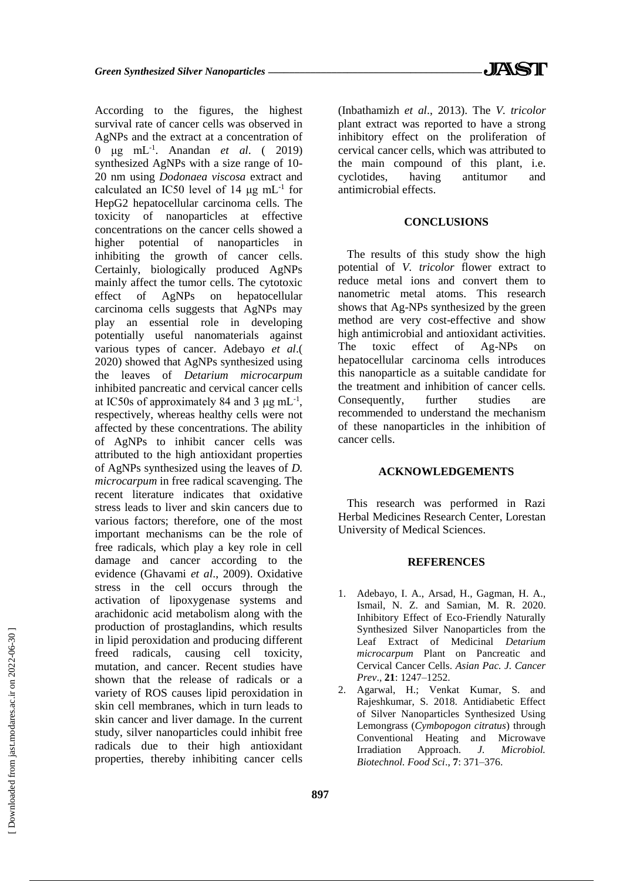According to the figures, the highest survival rate of cancer cells was observed in AgNPs and the extract at a concentration of 0 μg $mL^{-1}$. Anandan *et al*. ( 2019) synthesized AgNPs with a size range of 10-20 nm using *Dodonaea viscosa* extract and calculated an IC50 level of 14 μg $mL^{-1}$ for HepG2 hepatocellular carcinoma cells. The toxicity of nanoparticles at effective concentrations on the cancer cells showed a higher potential of nanoparticles in inhibiting the growth of cancer cells. Certainly, biologically produced AgNPs mainly affect the tumor cells. The cytotoxic effect of AgNPs on hepatocellular carcinoma cells suggests that AgNPs may play an essential role in developing potentially useful nanomaterials against various types of cancer. Adebayo *et al*.( 2020) showed that AgNPs synthesized using the leaves of *Detarium microcarpum* inhibited pancreatic and cervical cancer cells at IC50s of approximately 84 and 3 μg $mL^{-1}$, respectively, whereas healthy cells were not affected by these concentrations. The ability of AgNPs to inhibit cancer cells was attributed to the high antioxidant properties of AgNPs synthesized using the leaves of *D. microcarpum* in free radical scavenging. The recent literature indicates that oxidative stress leads to liver and skin cancers due to various factors; therefore, one of the most important mechanisms can be the role of free radicals, which play a key role in cell damage and cancer according to the evidence (Ghavami *et al*., 2009). Oxidative stress in the cell occurs through the activation of lipoxygenase systems and arachidonic acid metabolism along with the production of prostaglandins, which results in lipid peroxidation and producing different freed radicals, causing cell toxicity, mutation, and cancer. Recent studies have shown that the release of radicals or a variety of ROS causes lipid peroxidation in skin cell membranes, which in turn leads to skin cancer and liver damage. In the current study, silver nanoparticles could inhibit free radicals due to their high antioxidant properties, thereby inhibiting cancer cells (Inbathamizh *et al*., 2013). The *V. tricolor* plant extract was reported to have a strong inhibitory effect on the proliferation of cervical cancer cells, which was attributed to the main compound of this plant, i.e. cyclotides, having antitumor and antimicrobial effects.

## CONCLUSIONS

The results of this study show the high potential of *V. tricolor* flower extract to reduce metal ions and convert them to nanometric metal atoms. This research shows that Ag-NPs synthesized by the green method are very cost-effective and show high antimicrobial and antioxidant activities. The toxic effect of Ag-NPs on hepatocellular carcinoma cells introduces this nanoparticle as a suitable candidate for the treatment and inhibition of cancer cells. Consequently, further studies are recommended to understand the mechanism of these nanoparticles in the inhibition of cancer cells.

## ACKNOWLEDGEMENTS

This research was performed in Razi Herbal Medicines Research Center, Lorestan University of Medical Sciences.

## REFERENCES

1. Adebayo, I. A., Arsad, H., Gagman, H. A., Ismail, N. Z. and Samian, M. R. 2020. Inhibitory Effect of Eco-Friendly Naturally Synthesized Silver Nanoparticles from the Leaf Extract of Medicinal *Detarium microcarpum* Plant on Pancreatic and Cervical Cancer Cells. *Asian Pac. J. Cancer Prev*., **21**: 1247–1252.
2. Agarwal, H.; Venkat Kumar, S. and Rajeshkumar, S. 2018. Antidiabetic Effect of Silver Nanoparticles Synthesized Using Lemongrass (*Cymbopogon citratus*) through Conventional Heating and Microwave Irradiation Approach. *J. Microbiol. Biotechnol. Food Sci*., **7**: 371–376.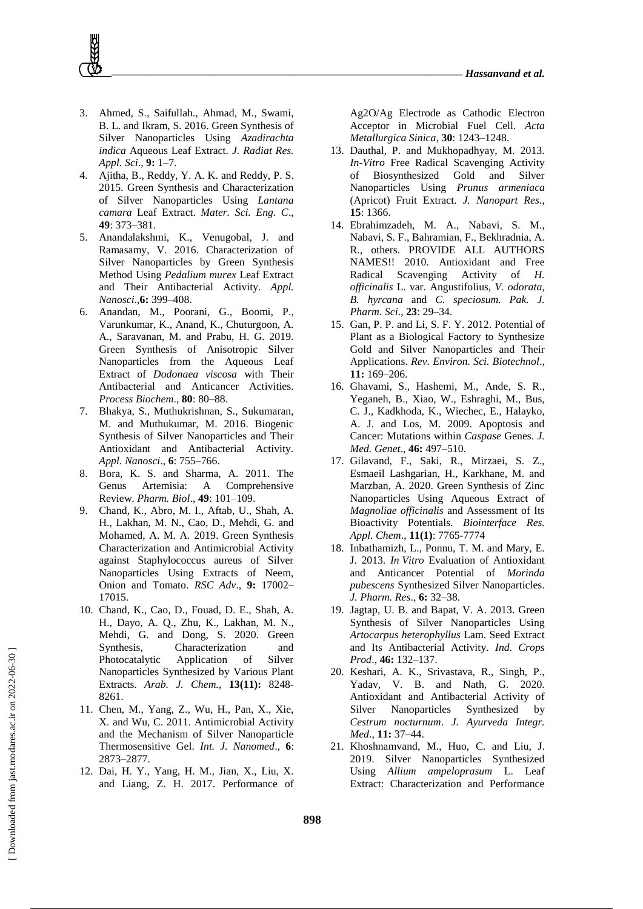3. Ahmed, S., Saifullah., Ahmad, M., Swami, B. L. and Ikram, S. 2016. Green Synthesis of Silver Nanoparticles Using *Azadirachta indica* Aqueous Leaf Extract. *J. Radiat Res. Appl. Sci*., **9:** 1–7.
4. Ajitha, B., Reddy, Y. A. K. and Reddy, P. S. 2015. Green Synthesis and Characterization of Silver Nanoparticles Using *Lantana camara* Leaf Extract. *Mater. Sci. Eng. C*., **49**: 373–381.
5. Anandalakshmi, K., Venugobal, J. and Ramasamy, V. 2016. Characterization of Silver Nanoparticles by Green Synthesis Method Using *Pedalium murex* Leaf Extract and Their Antibacterial Activity. *Appl. Nanosci*.,**6:** 399–408.
6. Anandan, M., Poorani, G., Boomi, P., Varunkumar, K., Anand, K., Chuturgoon, A. A., Saravanan, M. and Prabu, H. G. 2019. Green Synthesis of Anisotropic Silver Nanoparticles from the Aqueous Leaf Extract of *Dodonaea viscosa* with Their Antibacterial and Anticancer Activities. *Process Biochem*., **80**: 80–88.
7. Bhakya, S., Muthukrishnan, S., Sukumaran, M. and Muthukumar, M. 2016. Biogenic Synthesis of Silver Nanoparticles and Their Antioxidant and Antibacterial Activity. *Appl. Nanosci*., **6**: 755–766.
8. Bora, K. S. and Sharma, A. 2011. The Genus Artemisia: A Comprehensive Review. *Pharm. Biol*., **49**: 101–109.
9. Chand, K., Abro, M. I., Aftab, U., Shah, A. H., Lakhan, M. N., Cao, D., Mehdi, G. and Mohamed, A. M. A. 2019. Green Synthesis Characterization and Antimicrobial Activity against Staphylococcus aureus of Silver Nanoparticles Using Extracts of Neem, Onion and Tomato. *RSC Adv*., **9:** 17002–17015.
10. Chand, K., Cao, D., Fouad, D. E., Shah, A. H., Dayo, A. Q., Zhu, K., Lakhan, M. N., Mehdi, G. and Dong, S. 2020. Green Synthesis, Characterization and Photocatalytic Application of Silver Nanoparticles Synthesized by Various Plant Extracts. *Arab. J. Chem.*, **13(11):** 8248-8261.
11. Chen, M., Yang, Z., Wu, H., Pan, X., Xie, X. and Wu, C. 2011. Antimicrobial Activity and the Mechanism of Silver Nanoparticle Thermosensitive Gel. *Int. J. Nanomed*., **6**: 2873–2877.
12. Dai, H. Y., Yang, H. M., Jian, X., Liu, X. and Liang, Z. H. 2017. Performance of Ag2O/Ag Electrode as Cathodic Electron Acceptor in Microbial Fuel Cell. *Acta Metallurgica Sinica*, **30**: 1243–1248.
13. Dauthal, P. and Mukhopadhyay, M. 2013. *In-Vitro* Free Radical Scavenging Activity of Biosynthesized Gold and Silver Nanoparticles Using *Prunus armeniaca* (Apricot) Fruit Extract. *J. Nanopart Res*., **15**: 1366.
14. Ebrahimzadeh, M. A., Nabavi, S. M., Nabavi, S. F., Bahramian, F., Bekhradnia, A. R., others. PROVIDE ALL AUTHORS NAMES!! 2010. Antioxidant and Free Radical Scavenging Activity of *H. officinalis* L. var. Angustifolius, *V. odorata, B. hyrcana* and *C. speciosum*. *Pak. J. Pharm. Sci*., **23**: 29–34.
15. Gan, P. P. and Li, S. F. Y. 2012. Potential of Plant as a Biological Factory to Synthesize Gold and Silver Nanoparticles and Their Applications. *Rev. Environ. Sci. Biotechnol*., **11:** 169–206.
16. Ghavami, S., Hashemi, M., Ande, S. R., Yeganeh, B., Xiao, W., Eshraghi, M., Bus, C. J., Kadkhoda, K., Wiechec, E., Halayko, A. J. and Los, M. 2009. Apoptosis and Cancer: Mutations within *Caspase* Genes. *J. Med. Genet*., **46:** 497–510.
17. Gilavand, F., Saki, R., Mirzaei, S. Z., Esmaeil Lashgarian, H., Karkhane, M. and Marzban, A. 2020. Green Synthesis of Zinc Nanoparticles Using Aqueous Extract of *Magnoliae officinalis* and Assessment of Its Bioactivity Potentials. *Biointerface Res. Appl. Chem*., **11(1)**: 7765-7774
18. Inbathamizh, L., Ponnu, T. M. and Mary, E. J. 2013. *In Vitro* Evaluation of Antioxidant and Anticancer Potential of *Morinda pubescens* Synthesized Silver Nanoparticles. *J. Pharm. Res*., **6:** 32–38.
19. Jagtap, U. B. and Bapat, V. A. 2013. Green Synthesis of Silver Nanoparticles Using *Artocarpus heterophyllus* Lam. Seed Extract and Its Antibacterial Activity. *Ind. Crops Prod*., **46:** 132–137.
20. Keshari, A. K., Srivastava, R., Singh, P., Yadav, V. B. and Nath, G. 2020. Antioxidant and Antibacterial Activity of Silver Nanoparticles Synthesized by *Cestrum nocturnum*. *J. Ayurveda Integr. Med*., **11:** 37–44.
21. Khoshnamvand, M., Huo, C. and Liu, J. 2019. Silver Nanoparticles Synthesized Using *Allium ampeloprasum* L. Leaf Extract: Characterization and Performance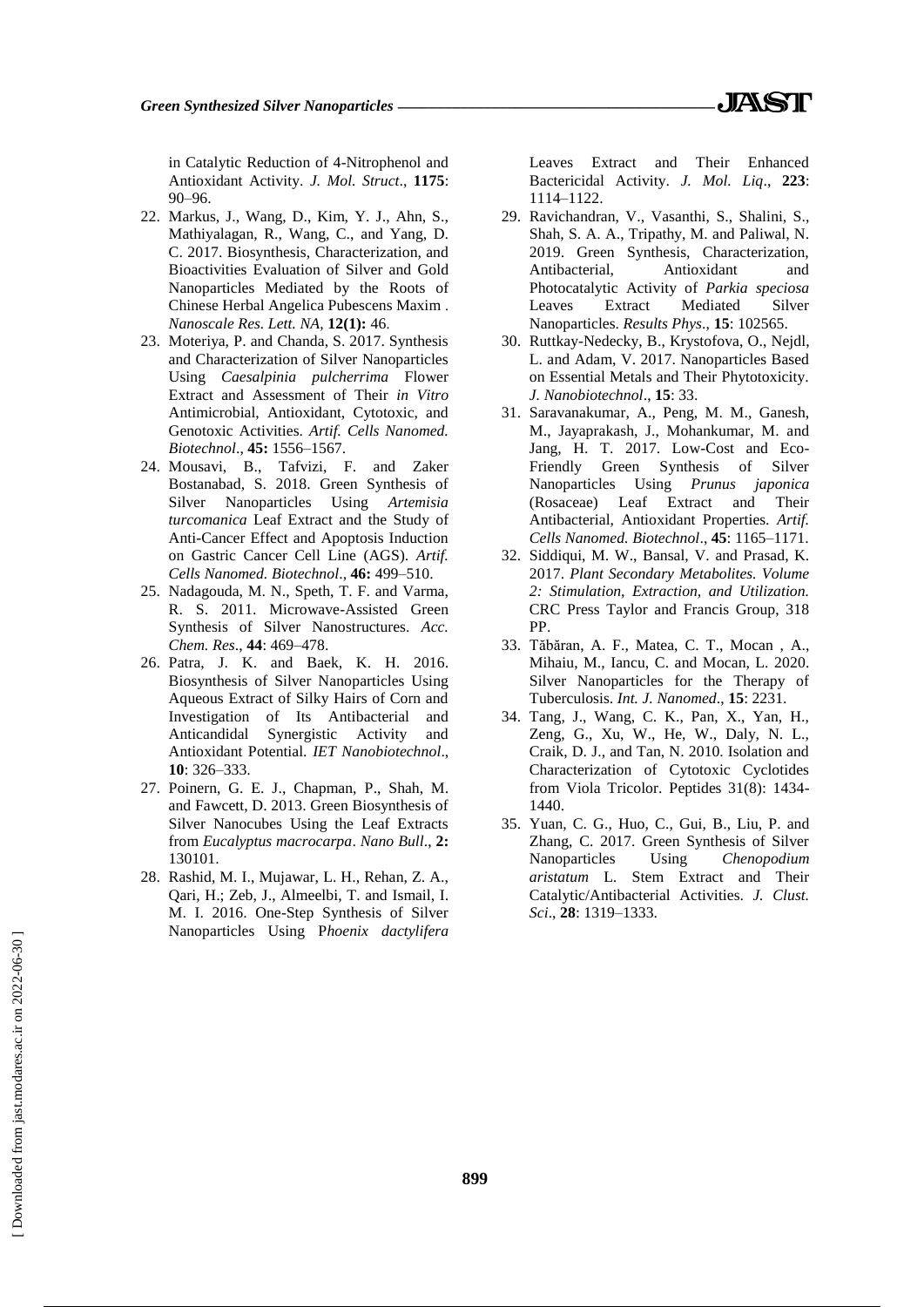in Catalytic Reduction of 4-Nitrophenol and Antioxidant Activity. *J. Mol. Struct*., **1175**: 90–96.

22. Markus, J., Wang, D., Kim, Y. J., Ahn, S., Mathiyalagan, R., Wang, C., and Yang, D. C. 2017. Biosynthesis, Characterization, and Bioactivities Evaluation of Silver and Gold Nanoparticles Mediated by the Roots of Chinese Herbal Angelica Pubescens Maxim . *Nanoscale Res. Lett. NA*, **12(1):** 46.
23. Moteriya, P. and Chanda, S. 2017. Synthesis and Characterization of Silver Nanoparticles Using *Caesalpinia pulcherrima* Flower Extract and Assessment of Their *in Vitro* Antimicrobial, Antioxidant, Cytotoxic, and Genotoxic Activities. *Artif. Cells Nanomed. Biotechnol*., **45:** 1556–1567.
24. Mousavi, B., Tafvizi, F. and Zaker Bostanabad, S. 2018. Green Synthesis of Silver Nanoparticles Using *Artemisia turcomanica* Leaf Extract and the Study of Anti-Cancer Effect and Apoptosis Induction on Gastric Cancer Cell Line (AGS). *Artif. Cells Nanomed. Biotechnol*., **46:** 499–510.
25. Nadagouda, M. N., Speth, T. F. and Varma, R. S. 2011. Microwave-Assisted Green Synthesis of Silver Nanostructures. *Acc. Chem. Res*., **44**: 469–478.
26. Patra, J. K. and Baek, K. H. 2016. Biosynthesis of Silver Nanoparticles Using Aqueous Extract of Silky Hairs of Corn and Investigation of Its Antibacterial and Anticandidal Synergistic Activity and Antioxidant Potential. *IET Nanobiotechnol*., **10**: 326–333.
27. Poinern, G. E. J., Chapman, P., Shah, M. and Fawcett, D. 2013. Green Biosynthesis of Silver Nanocubes Using the Leaf Extracts from *Eucalyptus macrocarpa*. *Nano Bull*., **2:** 130101.
28. Rashid, M. I., Mujawar, L. H., Rehan, Z. A., Qari, H.; Zeb, J., Almeelbi, T. and Ismail, I. M. I. 2016. One-Step Synthesis of Silver Nanoparticles Using P*hoenix dactylifera* Leaves Extract and Their Enhanced Bactericidal Activity. *J. Mol. Liq*., **223**: 1114–1122.
29. Ravichandran, V., Vasanthi, S., Shalini, S., Shah, S. A. A., Tripathy, M. and Paliwal, N. 2019. Green Synthesis, Characterization, Antibacterial, Antioxidant and Photocatalytic Activity of *Parkia speciosa* Leaves Extract Mediated Silver Nanoparticles. *Results Phys*., **15**: 102565.
30. Ruttkay-Nedecky, B., Krystofova, O., Nejdl, L. and Adam, V. 2017. Nanoparticles Based on Essential Metals and Their Phytotoxicity. *J. Nanobiotechnol*., **15**: 33.
31. Saravanakumar, A., Peng, M. M., Ganesh, M., Jayaprakash, J., Mohankumar, M. and Jang, H. T. 2017. Low-Cost and Eco-Friendly Green Synthesis of Silver Nanoparticles Using *Prunus japonica* (Rosaceae) Leaf Extract and Their Antibacterial, Antioxidant Properties. *Artif. Cells Nanomed. Biotechnol*., **45**: 1165–1171.
32. Siddiqui, M. W., Bansal, V. and Prasad, K. 2017. *Plant Secondary Metabolites. Volume 2: Stimulation, Extraction, and Utilization.* CRC Press Taylor and Francis Group, 318 PP.
33. Tăbăran, A. F., Matea, C. T., Mocan , A., Mihaiu, M., Iancu, C. and Mocan, L. 2020. Silver Nanoparticles for the Therapy of Tuberculosis. *Int. J. Nanomed*., **15**: 2231.
34. Tang, J., Wang, C. K., Pan, X., Yan, H., Zeng, G., Xu, W., He, W., Daly, N. L., Craik, D. J., and Tan, N. 2010. Isolation and Characterization of Cytotoxic Cyclotides from Viola Tricolor. Peptides 31(8): 1434-1440.
35. Yuan, C. G., Huo, C., Gui, B., Liu, P. and Zhang, C. 2017. Green Synthesis of Silver Nanoparticles Using *Chenopodium aristatum* L. Stem Extract and Their Catalytic/Antibacterial Activities. *J. Clust. Sci*., **28**: 1319–1333.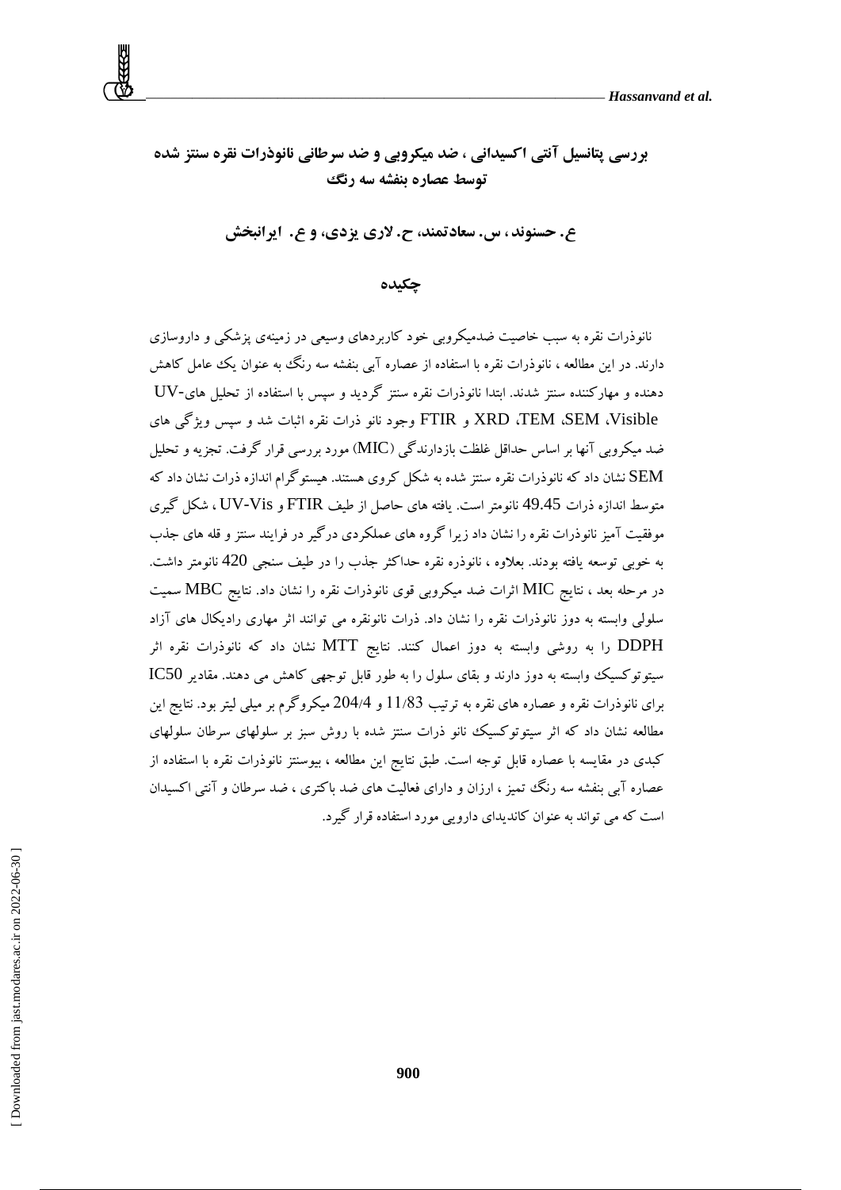# بررسی پتانسیل آنتی اکسیدانی ، ضد میکروبی و ضد سرطانی نانوذرات نقره سنتز شده توسط عصاره بنفشه سه رنگ

**ع. حسنوند، س. سعادتمند، ح. لاری یزدی، و ع. ایرانبخش**

## چکیده

نانوذرات نقره به سبب خاصیت ضدمیکروبی خود کاربردهای وسیعی در زمینه‌ی پزشکی و داروسازی دارند. در این مطالعه ، نانوذرات نقره با استفاده از عصاره آبی بنفشه سه رنگ به عنوان یک عامل کاهش دهنده و مهارکننده سنتز شدند. ابتدا نانوذرات نقره سنتز گردید و سپس با استفاده از تحلیل های UV-Visible، SEM، TEM، XRD و FTIR وجود نانو ذرات نقره اثبات شد و سپس ویژگی های ضد میکروبی آنها بر اساس حداقل غلظت بازدارندگی (MIC) مورد بررسی قرار گرفت. تجزیه و تحلیل SEM نشان داد که نانوذرات نقره سنتز شده به شکل کروی هستند. هیستوگرام اندازه ذرات نشان داد که متوسط اندازه ذرات 49.45 نانومتر است. یافته های حاصل از طیف FTIR و UV-Vis ، شکل گیری موفقیت آمیز نانوذرات نقره را نشان داد زیرا گروه های عملکردی درگیر در فرایند سنتز و قله های جذب به خوبی توسعه یافته بودند. بعلاوه ، نانوذره نقره حداکثر جذب را در طیف سنجی 420 نانومتر داشت. در مرحله بعد ، نتایج MIC اثرات ضد میکروبی قوی نانوذرات نقره را نشان داد. نتایج MBC سمیت سلولی وابسته به دوز نانوذرات نقره را نشان داد. ذرات نانونقره می توانند اثر مهاری رادیکال های آزاد DDPH را به روشی وابسته به دوز اعمال کنند. نتایج MTT نشان داد که نانوذرات نقره اثر سیتوتوکسیک وابسته به دوز دارند و بقای سلول را به طور قابل توجهی کاهش می دهند. مقادیر IC50 برای نانوذرات نقره و عصاره های نقره به ترتیب 11/83 و 204/4 میکروگرم بر میلی لیتر بود. نتایج این مطالعه نشان داد که اثر سیتوتوکسیک نانو ذرات سنتز شده با روش سبز بر سلولهای سرطان سلولهای کبدی در مقایسه با عصاره قابل توجه است. طبق نتایج این مطالعه ، بیوسنتز نانوذرات نقره با استفاده از عصاره آبی بنفشه سه رنگ تمیز ، ارزان و دارای فعالیت های ضد باکتری ، ضد سرطان و آنتی اکسیدان است که می تواند به عنوان کاندیدای دارویی مورد استفاده قرار گیرد.